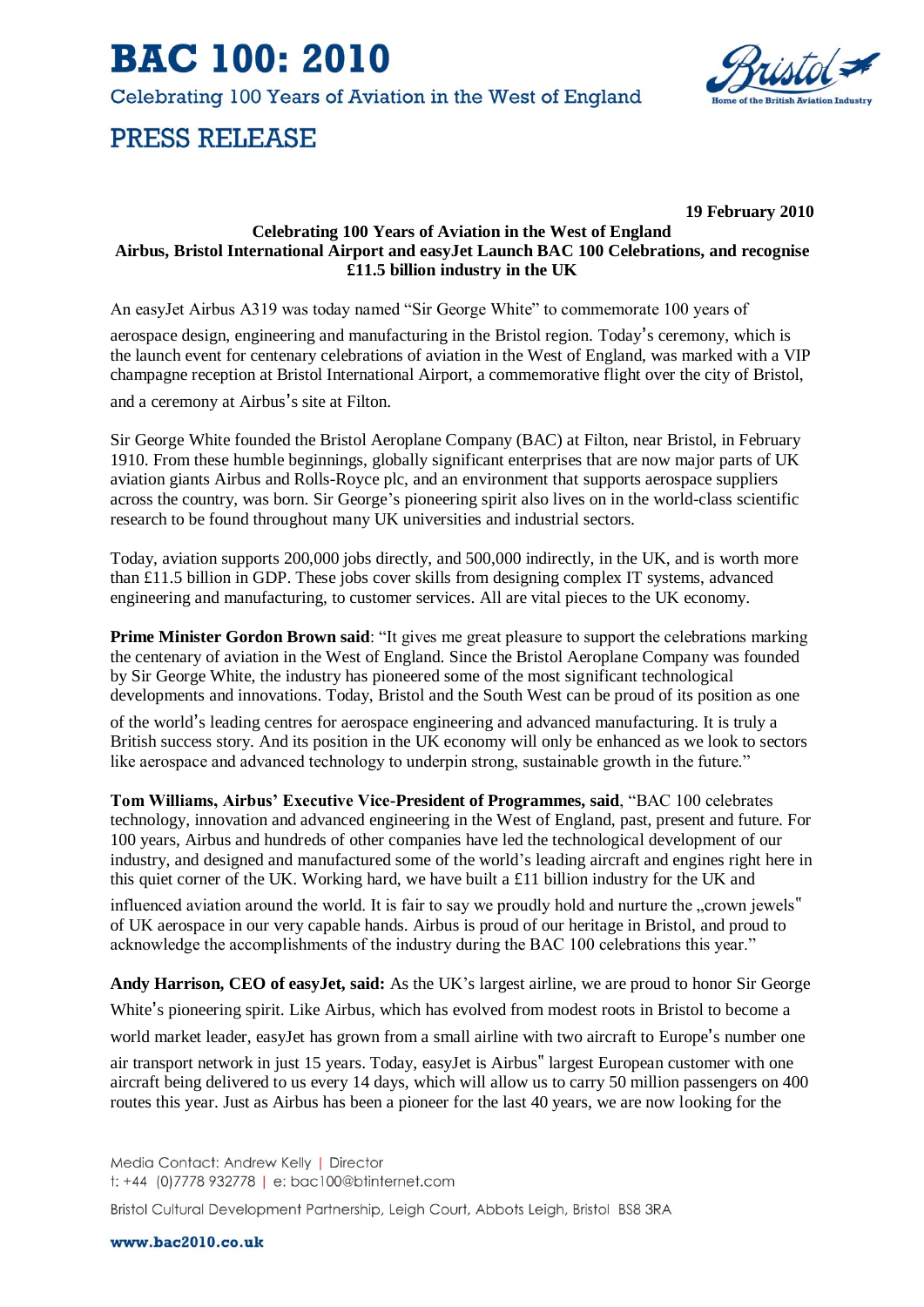# BAC 100: 2010

Celebrating 100 Years of Aviation in the West of England

## PRESS RELEASE

**19 February 2010**

**Celebrating 100 Years of Aviation in the West of England**
**Airbus, Bristol International Airport and easyJet Launch BAC 100 Celebrations, and recognise £11.5 billion industry in the UK**

An easyJet Airbus A319 was today named "Sir George White" to commemorate 100 years of aerospace design, engineering and manufacturing in the Bristol region. Today's ceremony, which is the launch event for centenary celebrations of aviation in the West of England, was marked with a VIP champagne reception at Bristol International Airport, a commemorative flight over the city of Bristol, and a ceremony at Airbus's site at Filton.

Sir George White founded the Bristol Aeroplane Company (BAC) at Filton, near Bristol, in February 1910. From these humble beginnings, globally significant enterprises that are now major parts of UK aviation giants Airbus and Rolls-Royce plc, and an environment that supports aerospace suppliers across the country, was born. Sir George's pioneering spirit also lives on in the world-class scientific research to be found throughout many UK universities and industrial sectors.

Today, aviation supports 200,000 jobs directly, and 500,000 indirectly, in the UK, and is worth more than £11.5 billion in GDP. These jobs cover skills from designing complex IT systems, advanced engineering and manufacturing, to customer services. All are vital pieces to the UK economy.

**Prime Minister Gordon Brown said**: "It gives me great pleasure to support the celebrations marking the centenary of aviation in the West of England. Since the Bristol Aeroplane Company was founded by Sir George White, the industry has pioneered some of the most significant technological developments and innovations. Today, Bristol and the South West can be proud of its position as one of the world's leading centres for aerospace engineering and advanced manufacturing. It is truly a British success story. And its position in the UK economy will only be enhanced as we look to sectors like aerospace and advanced technology to underpin strong, sustainable growth in the future."

**Tom Williams, Airbus' Executive Vice-President of Programmes, said**, "BAC 100 celebrates technology, innovation and advanced engineering in the West of England, past, present and future. For 100 years, Airbus and hundreds of other companies have led the technological development of our industry, and designed and manufactured some of the world's leading aircraft and engines right here in this quiet corner of the UK. Working hard, we have built a £11 billion industry for the UK and influenced aviation around the world. It is fair to say we proudly hold and nurture the „crown jewels" of UK aerospace in our very capable hands. Airbus is proud of our heritage in Bristol, and proud to acknowledge the accomplishments of the industry during the BAC 100 celebrations this year."

**Andy Harrison, CEO of easyJet, said:** As the UK's largest airline, we are proud to honor Sir George White's pioneering spirit. Like Airbus, which has evolved from modest roots in Bristol to become a world market leader, easyJet has grown from a small airline with two aircraft to Europe's number one air transport network in just 15 years. Today, easyJet is Airbus" largest European customer with one aircraft being delivered to us every 14 days, which will allow us to carry 50 million passengers on 400 routes this year. Just as Airbus has been a pioneer for the last 40 years, we are now looking for the

Media Contact: Andrew Kelly | Director
t: +44 (0)7778 932778 | e: bac100@btinternet.com

Bristol Cultural Development Partnership, Leigh Court, Abbots Leigh, Bristol BS8 3RA

**www.bac2010.co.uk**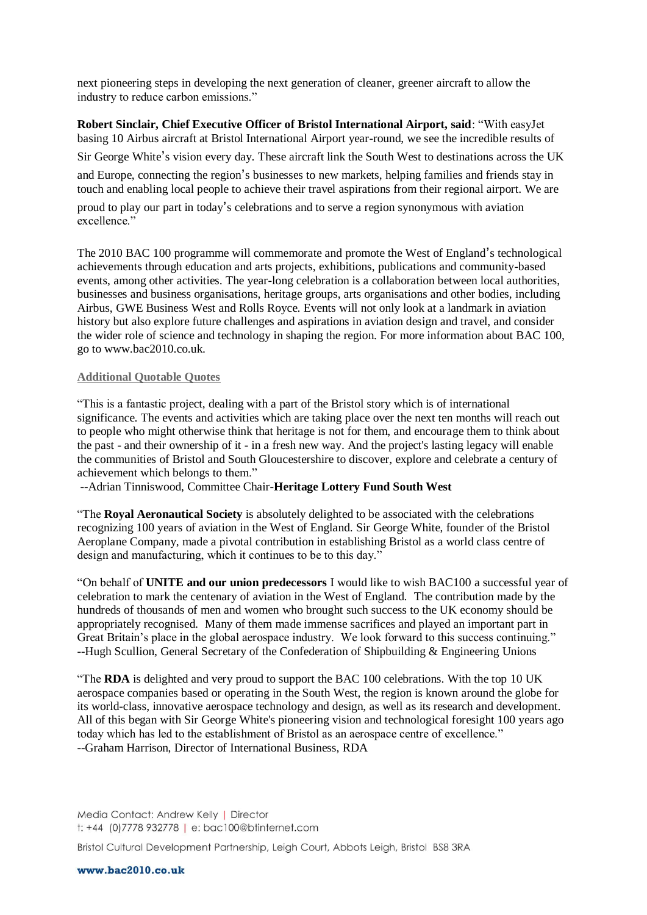next pioneering steps in developing the next generation of cleaner, greener aircraft to allow the industry to reduce carbon emissions."

**Robert Sinclair, Chief Executive Officer of Bristol International Airport, said**: "With easyJet basing 10 Airbus aircraft at Bristol International Airport year-round, we see the incredible results of Sir George White's vision every day. These aircraft link the South West to destinations across the UK and Europe, connecting the region's businesses to new markets, helping families and friends stay in touch and enabling local people to achieve their travel aspirations from their regional airport. We are proud to play our part in today's celebrations and to serve a region synonymous with aviation excellence."

The 2010 BAC 100 programme will commemorate and promote the West of England's technological achievements through education and arts projects, exhibitions, publications and community-based events, among other activities. The year-long celebration is a collaboration between local authorities, businesses and business organisations, heritage groups, arts organisations and other bodies, including Airbus, GWE Business West and Rolls Royce. Events will not only look at a landmark in aviation history but also explore future challenges and aspirations in aviation design and travel, and consider the wider role of science and technology in shaping the region. For more information about BAC 100, go to www.bac2010.co.uk.

## Additional Quotable Quotes

"This is a fantastic project, dealing with a part of the Bristol story which is of international significance. The events and activities which are taking place over the next ten months will reach out to people who might otherwise think that heritage is not for them, and encourage them to think about the past - and their ownership of it - in a fresh new way. And the project's lasting legacy will enable the communities of Bristol and South Gloucestershire to discover, explore and celebrate a century of achievement which belongs to them."
--Adrian Tinniswood, Committee Chair-**Heritage Lottery Fund South West**

"The **Royal Aeronautical Society** is absolutely delighted to be associated with the celebrations recognizing 100 years of aviation in the West of England. Sir George White, founder of the Bristol Aeroplane Company, made a pivotal contribution in establishing Bristol as a world class centre of design and manufacturing, which it continues to be to this day."

"On behalf of **UNITE and our union predecessors** I would like to wish BAC100 a successful year of celebration to mark the centenary of aviation in the West of England. The contribution made by the hundreds of thousands of men and women who brought such success to the UK economy should be appropriately recognised. Many of them made immense sacrifices and played an important part in Great Britain's place in the global aerospace industry. We look forward to this success continuing."
--Hugh Scullion, General Secretary of the Confederation of Shipbuilding & Engineering Unions

"The **RDA** is delighted and very proud to support the BAC 100 celebrations. With the top 10 UK aerospace companies based or operating in the South West, the region is known around the globe for its world-class, innovative aerospace technology and design, as well as its research and development. All of this began with Sir George White's pioneering vision and technological foresight 100 years ago today which has led to the establishment of Bristol as an aerospace centre of excellence."
--Graham Harrison, Director of International Business, RDA

Media Contact: Andrew Kelly | Director
t: +44 (0)7778 932778 | e: bac100@btinternet.com

Bristol Cultural Development Partnership, Leigh Court, Abbots Leigh, Bristol BS8 3RA

**www.bac2010.co.uk**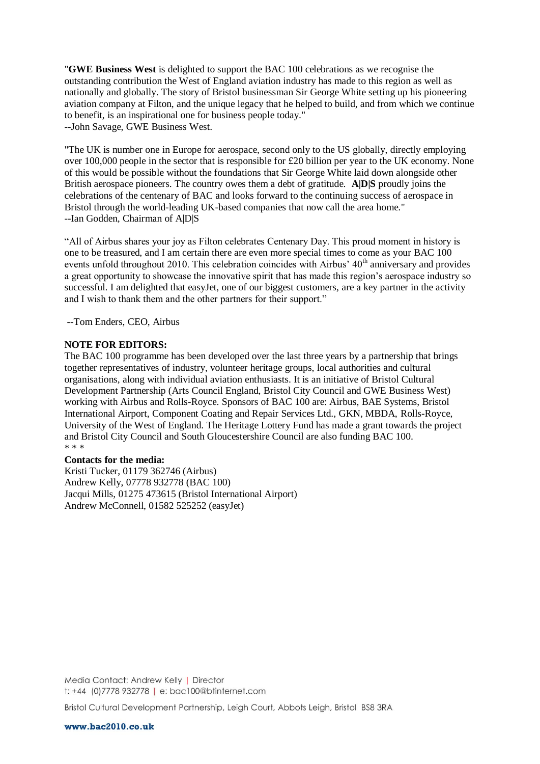"**GWE Business West** is delighted to support the BAC 100 celebrations as we recognise the outstanding contribution the West of England aviation industry has made to this region as well as nationally and globally. The story of Bristol businessman Sir George White setting up his pioneering aviation company at Filton, and the unique legacy that he helped to build, and from which we continue to benefit, is an inspirational one for business people today."
--John Savage, GWE Business West.

"The UK is number one in Europe for aerospace, second only to the US globally, directly employing over 100,000 people in the sector that is responsible for £20 billion per year to the UK economy. None of this would be possible without the foundations that Sir George White laid down alongside other British aerospace pioneers. The country owes them a debt of gratitude. **A|D|S** proudly joins the celebrations of the centenary of BAC and looks forward to the continuing success of aerospace in Bristol through the world-leading UK-based companies that now call the area home."
--Ian Godden, Chairman of A|D|S

"All of Airbus shares your joy as Filton celebrates Centenary Day. This proud moment in history is one to be treasured, and I am certain there are even more special times to come as your BAC 100 events unfold throughout 2010. This celebration coincides with Airbus' 40th anniversary and provides a great opportunity to showcase the innovative spirit that has made this region's aerospace industry so successful. I am delighted that easyJet, one of our biggest customers, are a key partner in the activity and I wish to thank them and the other partners for their support."

--Tom Enders, CEO, Airbus

**NOTE FOR EDITORS:**
The BAC 100 programme has been developed over the last three years by a partnership that brings together representatives of industry, volunteer heritage groups, local authorities and cultural organisations, along with individual aviation enthusiasts. It is an initiative of Bristol Cultural Development Partnership (Arts Council England, Bristol City Council and GWE Business West) working with Airbus and Rolls-Royce. Sponsors of BAC 100 are: Airbus, BAE Systems, Bristol International Airport, Component Coating and Repair Services Ltd., GKN, MBDA, Rolls-Royce, University of the West of England. The Heritage Lottery Fund has made a grant towards the project and Bristol City Council and South Gloucestershire Council are also funding BAC 100.
* * *

**Contacts for the media:**
Kristi Tucker, 01179 362746 (Airbus)
Andrew Kelly, 07778 932778 (BAC 100)
Jacqui Mills, 01275 473615 (Bristol International Airport)
Andrew McConnell, 01582 525252 (easyJet)

Media Contact: Andrew Kelly | Director
t: +44 (0)7778 932778 | e: bac100@btinternet.com

Bristol Cultural Development Partnership, Leigh Court, Abbots Leigh, Bristol BS8 3RA

**www.bac2010.co.uk**